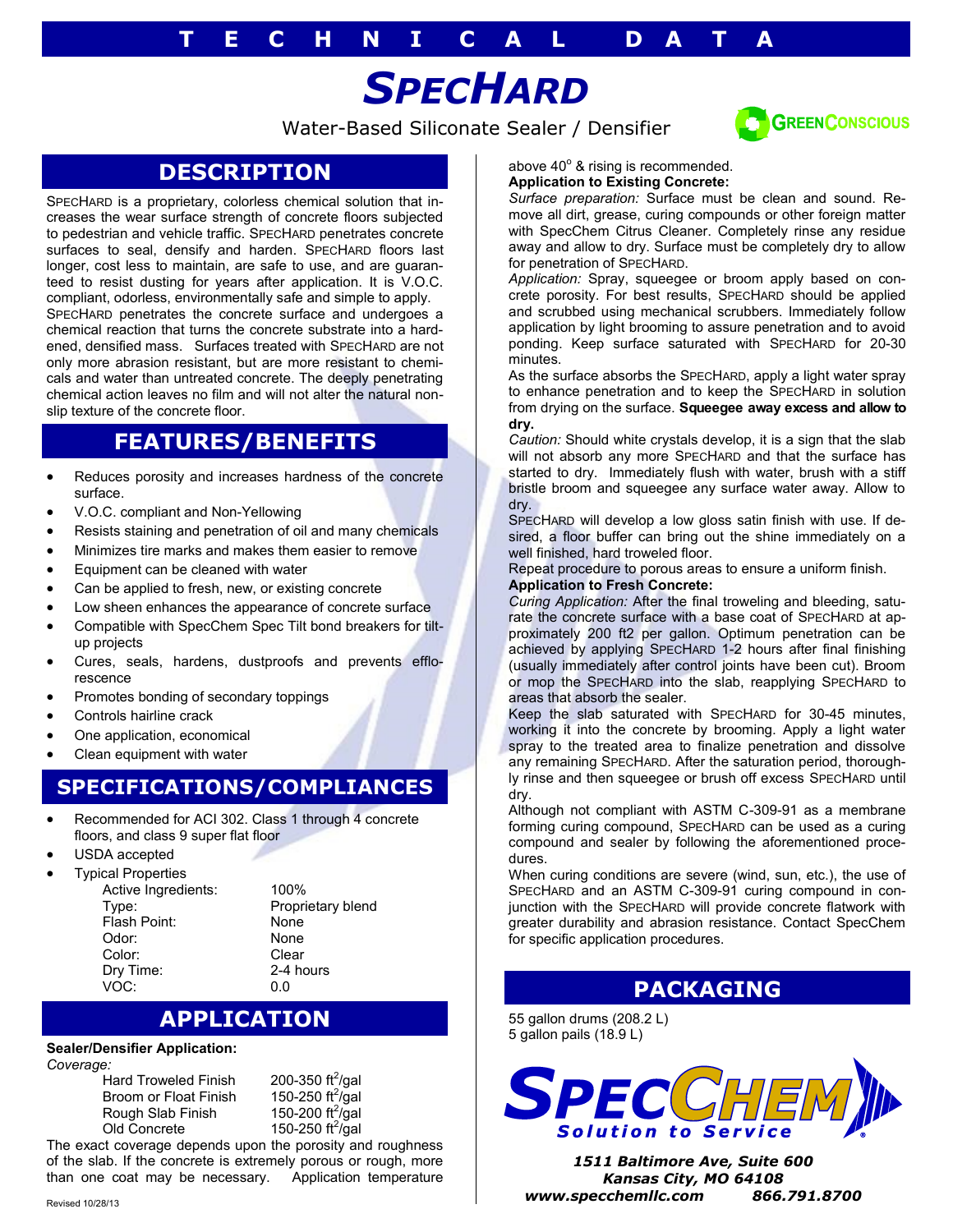# TECHNICAL DATA

# SPECHARD

Water-Based Siliconate Sealer / Densifier

GREENCONSCIOUS

## DESCRIPTION

SPECHARD is a proprietary, colorless chemical solution that increases the wear surface strength of concrete floors subjected to pedestrian and vehicle traffic. SPECHARD penetrates concrete surfaces to seal, densify and harden. SPECHARD floors last longer, cost less to maintain, are safe to use, and are guaranteed to resist dusting for years after application. It is V.O.C. compliant, odorless, environmentally safe and simple to apply.

SPECHARD penetrates the concrete surface and undergoes a chemical reaction that turns the concrete substrate into a hardened, densified mass. Surfaces treated with SPECHARD are not only more abrasion resistant, but are more resistant to chemicals and water than untreated concrete. The deeply penetrating chemical action leaves no film and will not alter the natural non-slip texture of the concrete floor.

## FEATURES/BENEFITS

- Reduces porosity and increases hardness of the concrete surface.
- V.O.C. compliant and Non-Yellowing
- Resists staining and penetration of oil and many chemicals
- Minimizes tire marks and makes them easier to remove
- Equipment can be cleaned with water
- Can be applied to fresh, new, or existing concrete
- Low sheen enhances the appearance of concrete surface
- Compatible with SpecChem Spec Tilt bond breakers for tilt-up projects
- Cures, seals, hardens, dustproofs and prevents efflorescence
- Promotes bonding of secondary toppings
- Controls hairline crack
- One application, economical
- Clean equipment with water

## SPECIFICATIONS/COMPLIANCES

- Recommended for ACI 302. Class 1 through 4 concrete floors, and class 9 super flat floor
- USDA accepted
- Typical Properties

| | |
|---|---|
| Active Ingredients: | 100% |
| Type: | Proprietary blend |
| Flash Point: | None |
| Odor: | None |
| Color: | Clear |
| Dry Time: | 2-4 hours |
| VOC: | 0.0 |

## APPLICATION

**Sealer/Densifier Application:**

*Coverage:*

| | |
|---|---|
| Hard Troweled Finish | 200-350 $ft^2$/gal |
| Broom or Float Finish | 150-250 $ft^2$/gal |
| Rough Slab Finish | 150-200 $ft^2$/gal |
| Old Concrete | 150-250 $ft^2$/gal |

The exact coverage depends upon the porosity and roughness of the slab. If the concrete is extremely porous or rough, more than one coat may be necessary. Application temperature above 40° & rising is recommended.

**Application to Existing Concrete:**

*Surface preparation:* Surface must be clean and sound. Remove all dirt, grease, curing compounds or other foreign matter with SpecChem Citrus Cleaner. Completely rinse any residue away and allow to dry. Surface must be completely dry to allow for penetration of SPECHARD.

*Application:* Spray, squeegee or broom apply based on concrete porosity. For best results, SPECHARD should be applied and scrubbed using mechanical scrubbers. Immediately follow application by light brooming to assure penetration and to avoid ponding. Keep surface saturated with SPECHARD for 20-30 minutes.

As the surface absorbs the SPECHARD, apply a light water spray to enhance penetration and to keep the SPECHARD in solution from drying on the surface. **Squeegee away excess and allow to dry.**

*Caution:* Should white crystals develop, it is a sign that the slab will not absorb any more SPECHARD and that the surface has started to dry. Immediately flush with water, brush with a stiff bristle broom and squeegee any surface water away. Allow to dry.

SPECHARD will develop a low gloss satin finish with use. If desired, a floor buffer can bring out the shine immediately on a well finished, hard troweled floor.

Repeat procedure to porous areas to ensure a uniform finish.

**Application to Fresh Concrete:**

*Curing Application:* After the final troweling and bleeding, saturate the concrete surface with a base coat of SPECHARD at approximately 200 ft2 per gallon. Optimum penetration can be achieved by applying SPECHARD 1-2 hours after final finishing (usually immediately after control joints have been cut). Broom or mop the SPECHARD into the slab, reapplying SPECHARD to areas that absorb the sealer.

Keep the slab saturated with SPECHARD for 30-45 minutes, working it into the concrete by brooming. Apply a light water spray to the treated area to finalize penetration and dissolve any remaining SPECHARD. After the saturation period, thoroughly rinse and then squeegee or brush off excess SPECHARD until dry.

Although not compliant with ASTM C-309-91 as a membrane forming curing compound, SPECHARD can be used as a curing compound and sealer by following the aforementioned procedures.

When curing conditions are severe (wind, sun, etc.), the use of SPECHARD and an ASTM C-309-91 curing compound in conjunction with the SPECHARD will provide concrete flatwork with greater durability and abrasion resistance. Contact SpecChem for specific application procedures.

## PACKAGING

55 gallon drums (208.2 L)
5 gallon pails (18.9 L)

SPECCHEM
Solution to Service

*1511 Baltimore Ave, Suite 600*
*Kansas City, MO 64108*
*www.specchemllc.com 866.791.8700*

Revised 10/28/13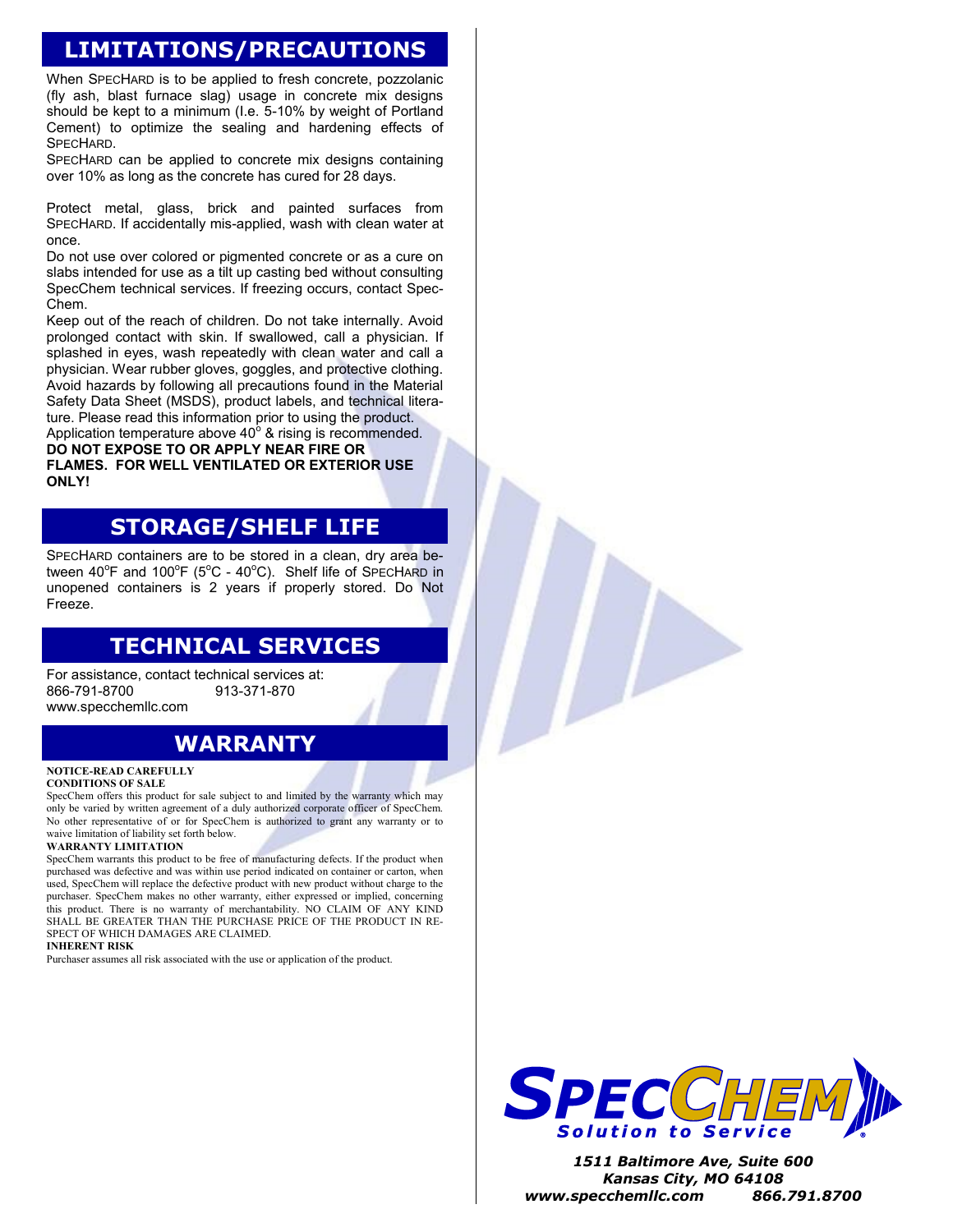## LIMITATIONS/PRECAUTIONS

When SpecHard is to be applied to fresh concrete, pozzolanic (fly ash, blast furnace slag) usage in concrete mix designs should be kept to a minimum (I.e. 5-10% by weight of Portland Cement) to optimize the sealing and hardening effects of SpecHard.

SpecHard can be applied to concrete mix designs containing over 10% as long as the concrete has cured for 28 days.

Protect metal, glass, brick and painted surfaces from SpecHard. If accidentally mis-applied, wash with clean water at once.

Do not use over colored or pigmented concrete or as a cure on slabs intended for use as a tilt up casting bed without consulting SpecChem technical services. If freezing occurs, contact SpecChem.

Keep out of the reach of children. Do not take internally. Avoid prolonged contact with skin. If swallowed, call a physician. If splashed in eyes, wash repeatedly with clean water and call a physician. Wear rubber gloves, goggles, and protective clothing. Avoid hazards by following all precautions found in the Material Safety Data Sheet (MSDS), product labels, and technical literature. Please read this information prior to using the product.

Application temperature above 40° & rising is recommended.

**DO NOT EXPOSE TO OR APPLY NEAR FIRE OR FLAMES. FOR WELL VENTILATED OR EXTERIOR USE ONLY!**

## STORAGE/SHELF LIFE

SpecHard containers are to be stored in a clean, dry area between 40°F and 100°F (5°C - 40°C). Shelf life of SpecHard in unopened containers is 2 years if properly stored. Do Not Freeze.

## TECHNICAL SERVICES

For assistance, contact technical services at:
866-791-8700 913-371-870
www.specchemllc.com

## WARRANTY

**NOTICE-READ CAREFULLY**

**CONDITIONS OF SALE**

SpecChem offers this product for sale subject to and limited by the warranty which may only be varied by written agreement of a duly authorized corporate officer of SpecChem. No other representative of or for SpecChem is authorized to grant any warranty or to waive limitation of liability set forth below.

**WARRANTY LIMITATION**

SpecChem warrants this product to be free of manufacturing defects. If the product when purchased was defective and was within use period indicated on container or carton, when used, SpecChem will replace the defective product with new product without charge to the purchaser. SpecChem makes no other warranty, either expressed or implied, concerning this product. There is no warranty of merchantability. NO CLAIM OF ANY KIND SHALL BE GREATER THAN THE PURCHASE PRICE OF THE PRODUCT IN RESPECT OF WHICH DAMAGES ARE CLAIMED.

**INHERENT RISK**

Purchaser assumes all risk associated with the use or application of the product.

SpecChem
Solution to Service

*1511 Baltimore Ave, Suite 600*
*Kansas City, MO 64108*
*www.specchemllc.com 866.791.8700*